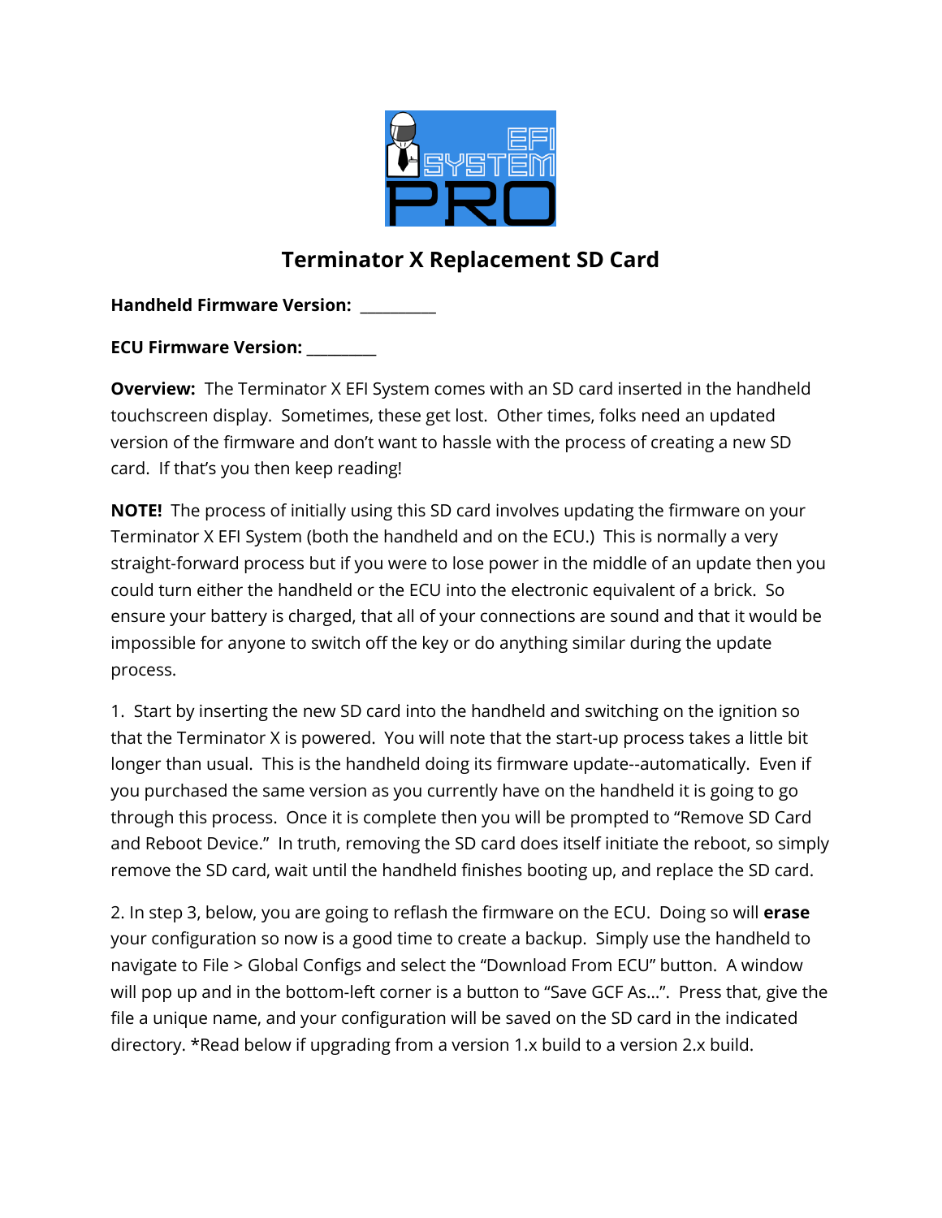# Terminator X Replacement SD Card

**Handheld Firmware Version:** \_\_\_\_\_\_\_\_\_\_

**ECU Firmware Version:** \_\_\_\_\_\_\_\_\_

**Overview:** The Terminator X EFI System comes with an SD card inserted in the handheld touchscreen display. Sometimes, these get lost. Other times, folks need an updated version of the firmware and don't want to hassle with the process of creating a new SD card. If that's you then keep reading!

**NOTE!** The process of initially using this SD card involves updating the firmware on your Terminator X EFI System (both the handheld and on the ECU.) This is normally a very straight-forward process but if you were to lose power in the middle of an update then you could turn either the handheld or the ECU into the electronic equivalent of a brick. So ensure your battery is charged, that all of your connections are sound and that it would be impossible for anyone to switch off the key or do anything similar during the update process.

1. Start by inserting the new SD card into the handheld and switching on the ignition so that the Terminator X is powered. You will note that the start-up process takes a little bit longer than usual. This is the handheld doing its firmware update--automatically. Even if you purchased the same version as you currently have on the handheld it is going to go through this process. Once it is complete then you will be prompted to "Remove SD Card and Reboot Device." In truth, removing the SD card does itself initiate the reboot, so simply remove the SD card, wait until the handheld finishes booting up, and replace the SD card.

2. In step 3, below, you are going to reflash the firmware on the ECU. Doing so will **erase** your configuration so now is a good time to create a backup. Simply use the handheld to navigate to File > Global Configs and select the "Download From ECU" button. A window will pop up and in the bottom-left corner is a button to "Save GCF As...". Press that, give the file a unique name, and your configuration will be saved on the SD card in the indicated directory. *Read below if upgrading from a version 1.x build to a version 2.x build.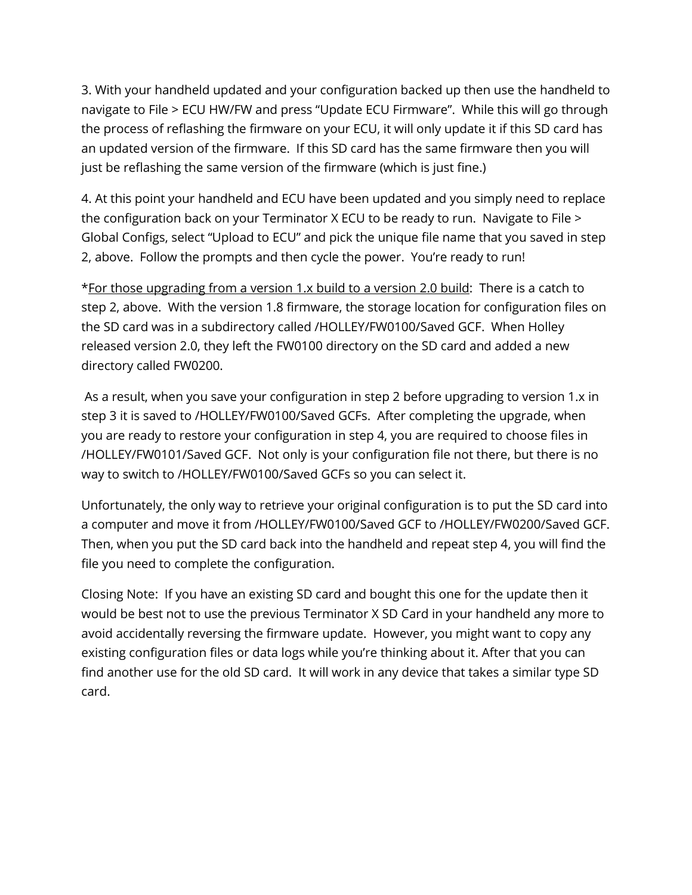3. With your handheld updated and your configuration backed up then use the handheld to navigate to File > ECU HW/FW and press “Update ECU Firmware”. While this will go through the process of reflashing the firmware on your ECU, it will only update it if this SD card has an updated version of the firmware. If this SD card has the same firmware then you will just be reflashing the same version of the firmware (which is just fine.)

4. At this point your handheld and ECU have been updated and you simply need to replace the configuration back on your Terminator X ECU to be ready to run. Navigate to File > Global Configs, select “Upload to ECU” and pick the unique file name that you saved in step 2, above. Follow the prompts and then cycle the power. You’re ready to run!

*<u>For those upgrading from a version 1.x build to a version 2.0 build</u>: There is a catch to step 2, above. With the version 1.8 firmware, the storage location for configuration files on the SD card was in a subdirectory called /HOLLEY/FW0100/Saved GCF. When Holley released version 2.0, they left the FW0100 directory on the SD card and added a new directory called FW0200.

As a result, when you save your configuration in step 2 before upgrading to version 1.x in step 3 it is saved to /HOLLEY/FW0100/Saved GCFs. After completing the upgrade, when you are ready to restore your configuration in step 4, you are required to choose files in /HOLLEY/FW0101/Saved GCF. Not only is your configuration file not there, but there is no way to switch to /HOLLEY/FW0100/Saved GCFs so you can select it.

Unfortunately, the only way to retrieve your original configuration is to put the SD card into a computer and move it from /HOLLEY/FW0100/Saved GCF to /HOLLEY/FW0200/Saved GCF. Then, when you put the SD card back into the handheld and repeat step 4, you will find the file you need to complete the configuration.

Closing Note: If you have an existing SD card and bought this one for the update then it would be best not to use the previous Terminator X SD Card in your handheld any more to avoid accidentally reversing the firmware update. However, you might want to copy any existing configuration files or data logs while you’re thinking about it. After that you can find another use for the old SD card. It will work in any device that takes a similar type SD card.